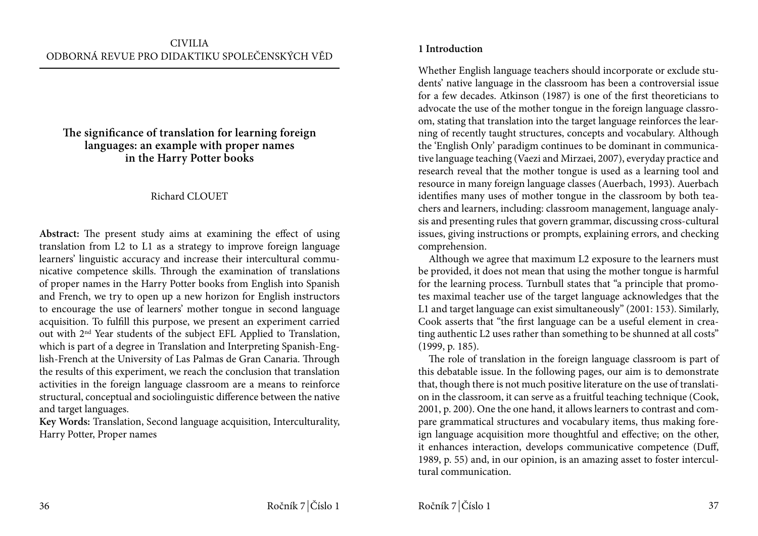# The significance of translation for learning foreign languages: an example with proper names in the Harry Potter books

Richard CLOUET

**Abstract:** The present study aims at examining the effect of using translation from L2 to L1 as a strategy to improve foreign language learners' linguistic accuracy and increase their intercultural communicative competence skills. Through the examination of translations of proper names in the Harry Potter books from English into Spanish and French, we try to open up a new horizon for English instructors to encourage the use of learners' mother tongue in second language acquisition. To fulfill this purpose, we present an experiment carried out with 2nd Year students of the subject EFL Applied to Translation, which is part of a degree in Translation and Interpreting Spanish-English-French at the University of Las Palmas de Gran Canaria. Through the results of this experiment, we reach the conclusion that translation activities in the foreign language classroom are a means to reinforce structural, conceptual and sociolinguistic difference between the native and target languages.

**Key Words:** Translation, Second language acquisition, Interculturality, Harry Potter, Proper names

## 1 Introduction

Whether English language teachers should incorporate or exclude students' native language in the classroom has been a controversial issue for a few decades. Atkinson (1987) is one of the first theoreticians to advocate the use of the mother tongue in the foreign language classroom, stating that translation into the target language reinforces the learning of recently taught structures, concepts and vocabulary. Although the 'English Only' paradigm continues to be dominant in communicative language teaching (Vaezi and Mirzaei, 2007), everyday practice and research reveal that the mother tongue is used as a learning tool and resource in many foreign language classes (Auerbach, 1993). Auerbach identifies many uses of mother tongue in the classroom by both teachers and learners, including: classroom management, language analysis and presenting rules that govern grammar, discussing cross-cultural issues, giving instructions or prompts, explaining errors, and checking comprehension.

Although we agree that maximum L2 exposure to the learners must be provided, it does not mean that using the mother tongue is harmful for the learning process. Turnbull states that "a principle that promotes maximal teacher use of the target language acknowledges that the L1 and target language can exist simultaneously" (2001: 153). Similarly, Cook asserts that "the first language can be a useful element in creating authentic L2 uses rather than something to be shunned at all costs" (1999, p. 185).

The role of translation in the foreign language classroom is part of this debatable issue. In the following pages, our aim is to demonstrate that, though there is not much positive literature on the use of translation in the classroom, it can serve as a fruitful teaching technique (Cook, 2001, p. 200). One the one hand, it allows learners to contrast and compare grammatical structures and vocabulary items, thus making foreign language acquisition more thoughtful and effective; on the other, it enhances interaction, develops communicative competence (Duff, 1989, p. 55) and, in our opinion, is an amazing asset to foster intercultural communication.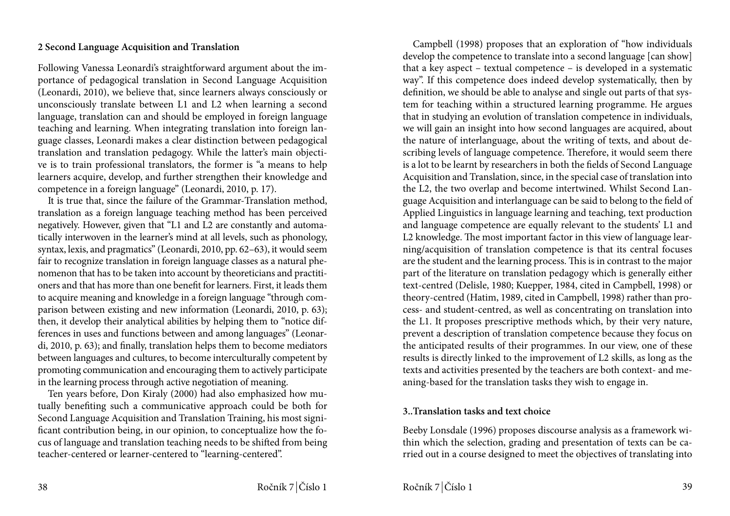## 2 Second Language Acquisition and Translation

Following Vanessa Leonardi's straightforward argument about the importance of pedagogical translation in Second Language Acquisition (Leonardi, 2010), we believe that, since learners always consciously or unconsciously translate between L1 and L2 when learning a second language, translation can and should be employed in foreign language teaching and learning. When integrating translation into foreign language classes, Leonardi makes a clear distinction between pedagogical translation and translation pedagogy. While the latter's main objective is to train professional translators, the former is "a means to help learners acquire, develop, and further strengthen their knowledge and competence in a foreign language" (Leonardi, 2010, p. 17).

It is true that, since the failure of the Grammar-Translation method, translation as a foreign language teaching method has been perceived negatively. However, given that "L1 and L2 are constantly and automatically interwoven in the learner's mind at all levels, such as phonology, syntax, lexis, and pragmatics" (Leonardi, 2010, pp. 62–63), it would seem fair to recognize translation in foreign language classes as a natural phenomenon that has to be taken into account by theoreticians and practitioners and that has more than one benefit for learners. First, it leads them to acquire meaning and knowledge in a foreign language "through comparison between existing and new information (Leonardi, 2010, p. 63); then, it develop their analytical abilities by helping them to "notice differences in uses and functions between and among languages" (Leonardi, 2010, p. 63); and finally, translation helps them to become mediators between languages and cultures, to become interculturally competent by promoting communication and encouraging them to actively participate in the learning process through active negotiation of meaning.

Ten years before, Don Kiraly (2000) had also emphasized how mutually benefiting such a communicative approach could be both for Second Language Acquisition and Translation Training, his most significant contribution being, in our opinion, to conceptualize how the focus of language and translation teaching needs to be shifted from being teacher-centered or learner-centered to "learning-centered".

Campbell (1998) proposes that an exploration of "how individuals develop the competence to translate into a second language [can show] that a key aspect – textual competence – is developed in a systematic way". If this competence does indeed develop systematically, then by definition, we should be able to analyse and single out parts of that system for teaching within a structured learning programme. He argues that in studying an evolution of translation competence in individuals, we will gain an insight into how second languages are acquired, about the nature of interlanguage, about the writing of texts, and about describing levels of language competence. Therefore, it would seem there is a lot to be learnt by researchers in both the fields of Second Language Acquisition and Translation, since, in the special case of translation into the L2, the two overlap and become intertwined. Whilst Second Language Acquisition and interlanguage can be said to belong to the field of Applied Linguistics in language learning and teaching, text production and language competence are equally relevant to the students' L1 and L2 knowledge. The most important factor in this view of language learning/acquisition of translation competence is that its central focuses are the student and the learning process. This is in contrast to the major part of the literature on translation pedagogy which is generally either text-centred (Delisle, 1980; Kuepper, 1984, cited in Campbell, 1998) or theory-centred (Hatim, 1989, cited in Campbell, 1998) rather than process- and student-centred, as well as concentrating on translation into the L1. It proposes prescriptive methods which, by their very nature, prevent a description of translation competence because they focus on the anticipated results of their programmes. In our view, one of these results is directly linked to the improvement of L2 skills, as long as the texts and activities presented by the teachers are both context- and meaning-based for the translation tasks they wish to engage in.

## 3..Translation tasks and text choice

Beeby Lonsdale (1996) proposes discourse analysis as a framework within which the selection, grading and presentation of texts can be carried out in a course designed to meet the objectives of translating into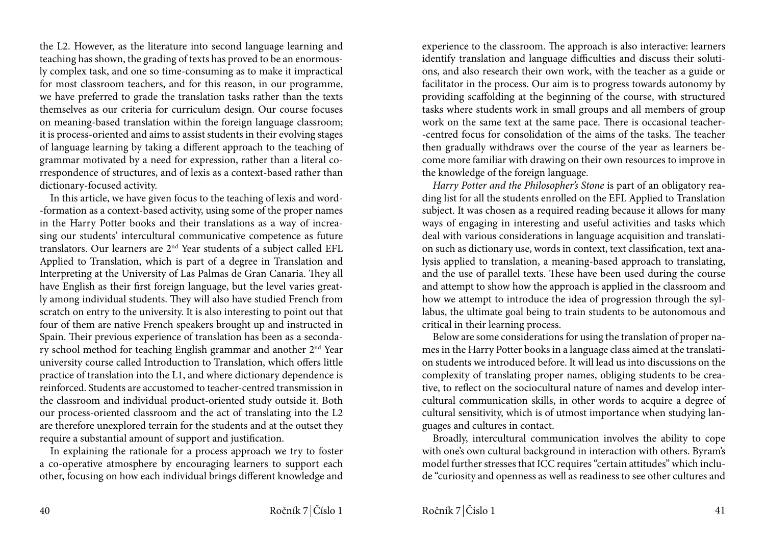the L2. However, as the literature into second language learning and teaching has shown, the grading of texts has proved to be an enormously complex task, and one so time-consuming as to make it impractical for most classroom teachers, and for this reason, in our programme, we have preferred to grade the translation tasks rather than the texts themselves as our criteria for curriculum design. Our course focuses on meaning-based translation within the foreign language classroom; it is process-oriented and aims to assist students in their evolving stages of language learning by taking a different approach to the teaching of grammar motivated by a need for expression, rather than a literal correspondence of structures, and of lexis as a context-based rather than dictionary-focused activity.

In this article, we have given focus to the teaching of lexis and word-formation as a context-based activity, using some of the proper names in the Harry Potter books and their translations as a way of increasing our students' intercultural communicative competence as future translators. Our learners are 2nd Year students of a subject called EFL Applied to Translation, which is part of a degree in Translation and Interpreting at the University of Las Palmas de Gran Canaria. They all have English as their first foreign language, but the level varies greatly among individual students. They will also have studied French from scratch on entry to the university. It is also interesting to point out that four of them are native French speakers brought up and instructed in Spain. Their previous experience of translation has been as a secondary school method for teaching English grammar and another 2nd Year university course called Introduction to Translation, which offers little practice of translation into the L1, and where dictionary dependence is reinforced. Students are accustomed to teacher-centred transmission in the classroom and individual product-oriented study outside it. Both our process-oriented classroom and the act of translating into the L2 are therefore unexplored terrain for the students and at the outset they require a substantial amount of support and justification.

In explaining the rationale for a process approach we try to foster a co-operative atmosphere by encouraging learners to support each other, focusing on how each individual brings different knowledge and experience to the classroom. The approach is also interactive: learners identify translation and language difficulties and discuss their solutions, and also research their own work, with the teacher as a guide or facilitator in the process. Our aim is to progress towards autonomy by providing scaffolding at the beginning of the course, with structured tasks where students work in small groups and all members of group work on the same text at the same pace. There is occasional teacher-centred focus for consolidation of the aims of the tasks. The teacher then gradually withdraws over the course of the year as learners become more familiar with drawing on their own resources to improve in the knowledge of the foreign language.

*Harry Potter and the Philosopher's Stone* is part of an obligatory reading list for all the students enrolled on the EFL Applied to Translation subject. It was chosen as a required reading because it allows for many ways of engaging in interesting and useful activities and tasks which deal with various considerations in language acquisition and translation such as dictionary use, words in context, text classification, text analysis applied to translation, a meaning-based approach to translating, and the use of parallel texts. These have been used during the course and attempt to show how the approach is applied in the classroom and how we attempt to introduce the idea of progression through the syllabus, the ultimate goal being to train students to be autonomous and critical in their learning process.

Below are some considerations for using the translation of proper names in the Harry Potter books in a language class aimed at the translation students we introduced before. It will lead us into discussions on the complexity of translating proper names, obliging students to be creative, to reflect on the sociocultural nature of names and develop intercultural communication skills, in other words to acquire a degree of cultural sensitivity, which is of utmost importance when studying languages and cultures in contact.

Broadly, intercultural communication involves the ability to cope with one's own cultural background in interaction with others. Byram's model further stresses that ICC requires "certain attitudes" which include "curiosity and openness as well as readiness to see other cultures and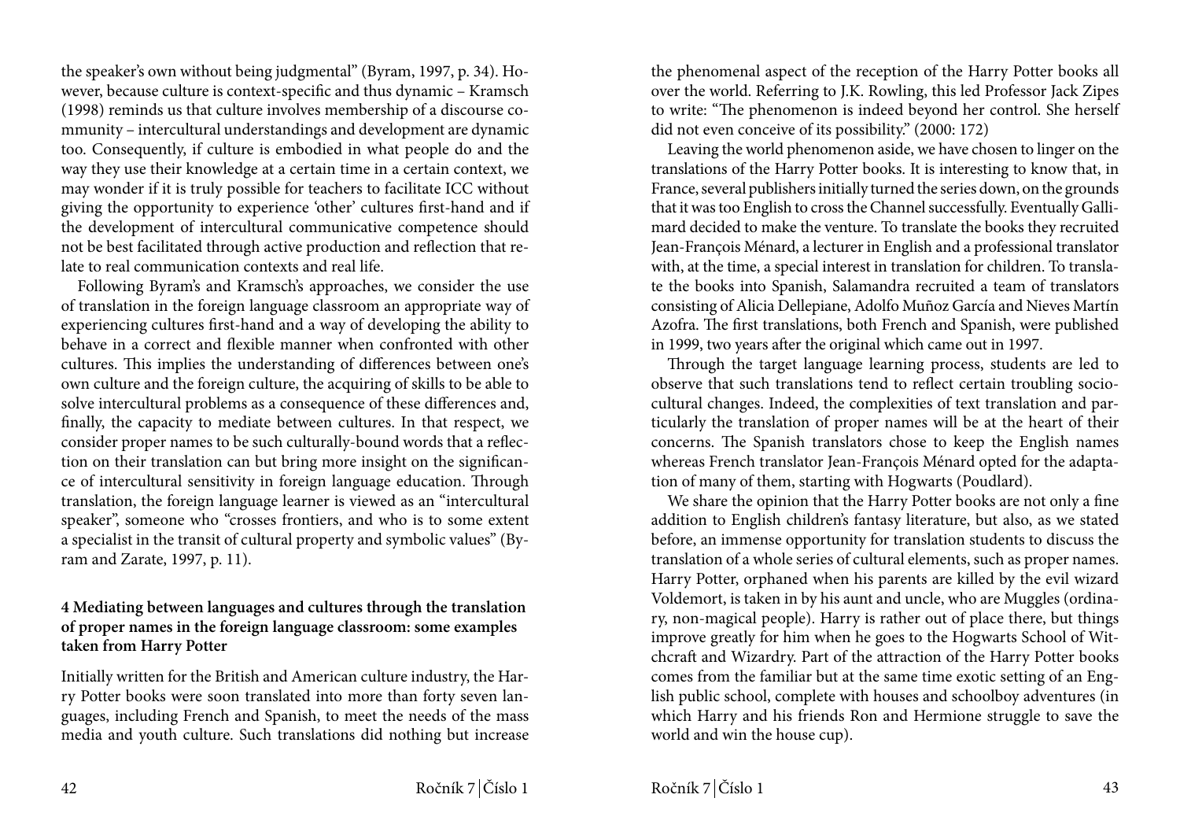the speaker's own without being judgmental" (Byram, 1997, p. 34). However, because culture is context-specific and thus dynamic – Kramsch (1998) reminds us that culture involves membership of a discourse community – intercultural understandings and development are dynamic too. Consequently, if culture is embodied in what people do and the way they use their knowledge at a certain time in a certain context, we may wonder if it is truly possible for teachers to facilitate ICC without giving the opportunity to experience 'other' cultures first-hand and if the development of intercultural communicative competence should not be best facilitated through active production and reflection that relate to real communication contexts and real life.

Following Byram's and Kramsch's approaches, we consider the use of translation in the foreign language classroom an appropriate way of experiencing cultures first-hand and a way of developing the ability to behave in a correct and flexible manner when confronted with other cultures. This implies the understanding of differences between one's own culture and the foreign culture, the acquiring of skills to be able to solve intercultural problems as a consequence of these differences and, finally, the capacity to mediate between cultures. In that respect, we consider proper names to be such culturally-bound words that a reflection on their translation can but bring more insight on the significance of intercultural sensitivity in foreign language education. Through translation, the foreign language learner is viewed as an "intercultural speaker", someone who "crosses frontiers, and who is to some extent a specialist in the transit of cultural property and symbolic values" (Byram and Zarate, 1997, p. 11).

**4 Mediating between languages and cultures through the translation of proper names in the foreign language classroom: some examples taken from Harry Potter**

Initially written for the British and American culture industry, the Harry Potter books were soon translated into more than forty seven languages, including French and Spanish, to meet the needs of the mass media and youth culture. Such translations did nothing but increase the phenomenal aspect of the reception of the Harry Potter books all over the world. Referring to J.K. Rowling, this led Professor Jack Zipes to write: "The phenomenon is indeed beyond her control. She herself did not even conceive of its possibility." (2000: 172)

Leaving the world phenomenon aside, we have chosen to linger on the translations of the Harry Potter books. It is interesting to know that, in France, several publishers initially turned the series down, on the grounds that it was too English to cross the Channel successfully. Eventually Gallimard decided to make the venture. To translate the books they recruited Jean-François Ménard, a lecturer in English and a professional translator with, at the time, a special interest in translation for children. To translate the books into Spanish, Salamandra recruited a team of translators consisting of Alicia Dellepiane, Adolfo Muñoz García and Nieves Martín Azofra. The first translations, both French and Spanish, were published in 1999, two years after the original which came out in 1997.

Through the target language learning process, students are led to observe that such translations tend to reflect certain troubling sociocultural changes. Indeed, the complexities of text translation and particularly the translation of proper names will be at the heart of their concerns. The Spanish translators chose to keep the English names whereas French translator Jean-François Ménard opted for the adaptation of many of them, starting with Hogwarts (Poudlard).

We share the opinion that the Harry Potter books are not only a fine addition to English children's fantasy literature, but also, as we stated before, an immense opportunity for translation students to discuss the translation of a whole series of cultural elements, such as proper names. Harry Potter, orphaned when his parents are killed by the evil wizard Voldemort, is taken in by his aunt and uncle, who are Muggles (ordinary, non-magical people). Harry is rather out of place there, but things improve greatly for him when he goes to the Hogwarts School of Witchcraft and Wizardry. Part of the attraction of the Harry Potter books comes from the familiar but at the same time exotic setting of an English public school, complete with houses and schoolboy adventures (in which Harry and his friends Ron and Hermione struggle to save the world and win the house cup).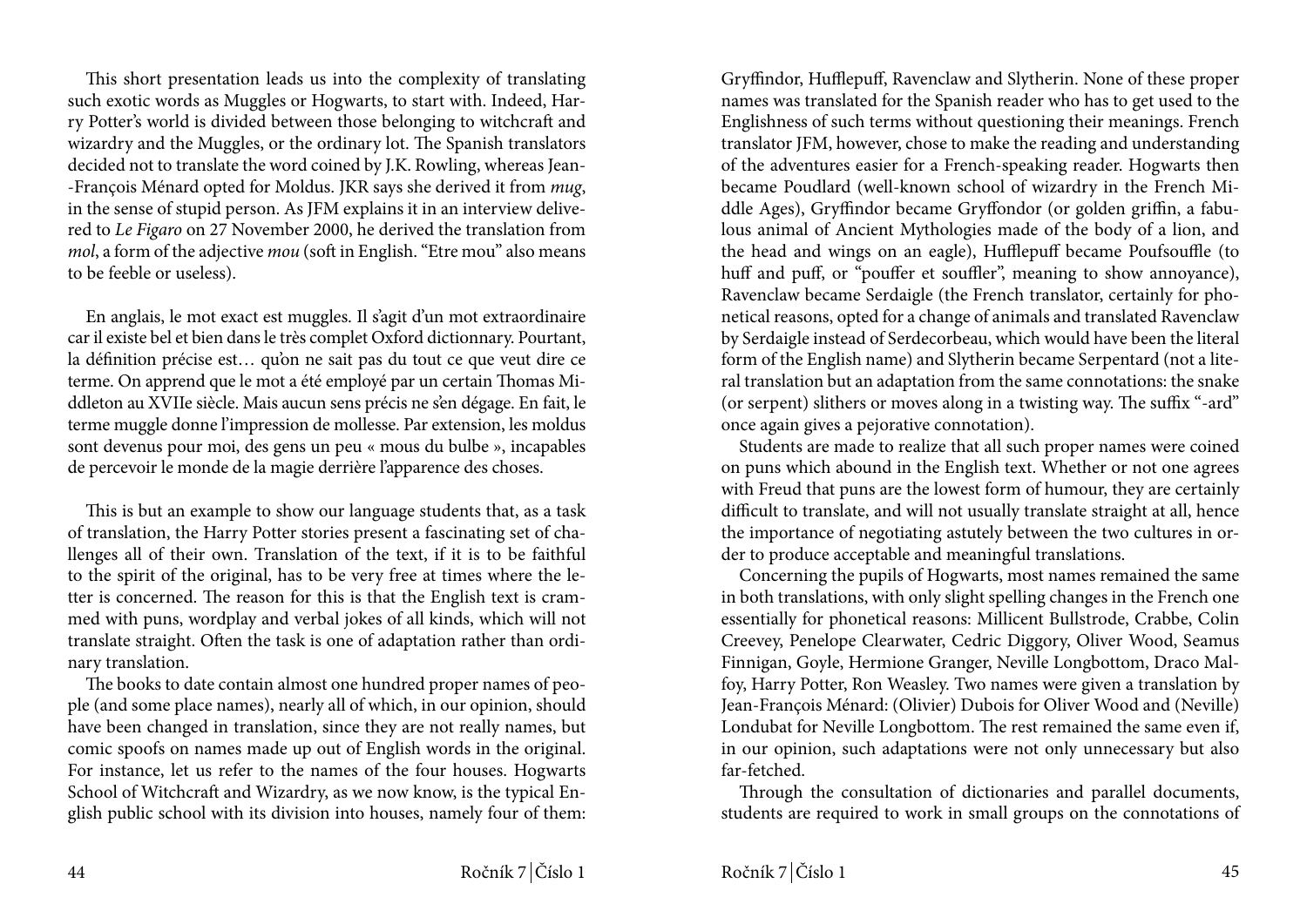This short presentation leads us into the complexity of translating such exotic words as Muggles or Hogwarts, to start with. Indeed, Harry Potter's world is divided between those belonging to witchcraft and wizardry and the Muggles, or the ordinary lot. The Spanish translators decided not to translate the word coined by J.K. Rowling, whereas Jean-François Ménard opted for Moldus. JKR says she derived it from *mug*, in the sense of stupid person. As JFM explains it in an interview delivered to *Le Figaro* on 27 November 2000, he derived the translation from *mol*, a form of the adjective *mou* (soft in English. "Etre mou" also means to be feeble or useless).

En anglais, le mot exact est muggles. Il s'agit d'un mot extraordinaire car il existe bel et bien dans le très complet Oxford dictionnary. Pourtant, la définition précise est… qu'on ne sait pas du tout ce que veut dire ce terme. On apprend que le mot a été employé par un certain Thomas Middleton au XVIIe siècle. Mais aucun sens précis ne s'en dégage. En fait, le terme muggle donne l'impression de mollesse. Par extension, les moldus sont devenus pour moi, des gens un peu « mous du bulbe », incapables de percevoir le monde de la magie derrière l'apparence des choses.

This is but an example to show our language students that, as a task of translation, the Harry Potter stories present a fascinating set of challenges all of their own. Translation of the text, if it is to be faithful to the spirit of the original, has to be very free at times where the letter is concerned. The reason for this is that the English text is crammed with puns, wordplay and verbal jokes of all kinds, which will not translate straight. Often the task is one of adaptation rather than ordinary translation.

The books to date contain almost one hundred proper names of people (and some place names), nearly all of which, in our opinion, should have been changed in translation, since they are not really names, but comic spoofs on names made up out of English words in the original. For instance, let us refer to the names of the four houses. Hogwarts School of Witchcraft and Wizardry, as we now know, is the typical English public school with its division into houses, namely four of them: Gryffindor, Hufflepuff, Ravenclaw and Slytherin. None of these proper names was translated for the Spanish reader who has to get used to the Englishness of such terms without questioning their meanings. French translator JFM, however, chose to make the reading and understanding of the adventures easier for a French-speaking reader. Hogwarts then became Poudlard (well-known school of wizardry in the French Middle Ages), Gryffindor became Gryffondor (or golden griffin, a fabulous animal of Ancient Mythologies made of the body of a lion, and the head and wings on an eagle), Hufflepuff became Poufsouffle (to huff and puff, or "pouffer et souffler", meaning to show annoyance), Ravenclaw became Serdaigle (the French translator, certainly for phonetical reasons, opted for a change of animals and translated Ravenclaw by Serdaigle instead of Serdecorbeau, which would have been the literal form of the English name) and Slytherin became Serpentard (not a literal translation but an adaptation from the same connotations: the snake (or serpent) slithers or moves along in a twisting way. The suffix "-ard" once again gives a pejorative connotation).

Students are made to realize that all such proper names were coined on puns which abound in the English text. Whether or not one agrees with Freud that puns are the lowest form of humour, they are certainly difficult to translate, and will not usually translate straight at all, hence the importance of negotiating astutely between the two cultures in order to produce acceptable and meaningful translations.

Concerning the pupils of Hogwarts, most names remained the same in both translations, with only slight spelling changes in the French one essentially for phonetical reasons: Millicent Bullstrode, Crabbe, Colin Creevey, Penelope Clearwater, Cedric Diggory, Oliver Wood, Seamus Finnigan, Goyle, Hermione Granger, Neville Longbottom, Draco Malfoy, Harry Potter, Ron Weasley. Two names were given a translation by Jean-François Ménard: (Olivier) Dubois for Oliver Wood and (Neville) Londubat for Neville Longbottom. The rest remained the same even if, in our opinion, such adaptations were not only unnecessary but also far-fetched.

Through the consultation of dictionaries and parallel documents, students are required to work in small groups on the connotations of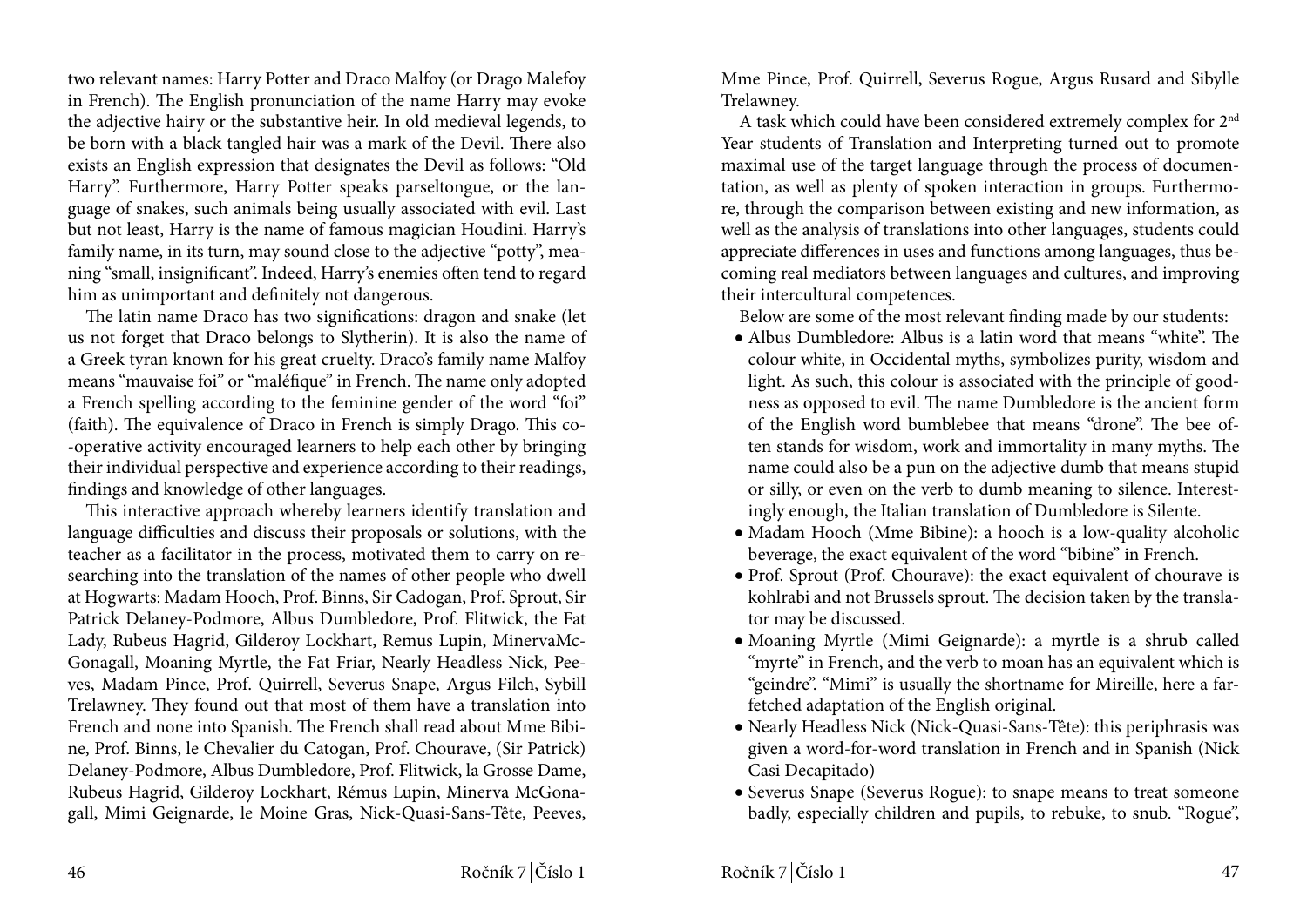two relevant names: Harry Potter and Draco Malfoy (or Drago Malefoy in French). The English pronunciation of the name Harry may evoke the adjective hairy or the substantive heir. In old medieval legends, to be born with a black tangled hair was a mark of the Devil. There also exists an English expression that designates the Devil as follows: "Old Harry". Furthermore, Harry Potter speaks parseltongue, or the language of snakes, such animals being usually associated with evil. Last but not least, Harry is the name of famous magician Houdini. Harry's family name, in its turn, may sound close to the adjective "potty", meaning "small, insignificant". Indeed, Harry's enemies often tend to regard him as unimportant and definitely not dangerous.

The latin name Draco has two significations: dragon and snake (let us not forget that Draco belongs to Slytherin). It is also the name of a Greek tyran known for his great cruelty. Draco's family name Malfoy means "mauvaise foi" or "maléfique" in French. The name only adopted a French spelling according to the feminine gender of the word "foi" (faith). The equivalence of Draco in French is simply Drago. This co-operative activity encouraged learners to help each other by bringing their individual perspective and experience according to their readings, findings and knowledge of other languages.

This interactive approach whereby learners identify translation and language difficulties and discuss their proposals or solutions, with the teacher as a facilitator in the process, motivated them to carry on researching into the translation of the names of other people who dwell at Hogwarts: Madam Hooch, Prof. Binns, Sir Cadogan, Prof. Sprout, Sir Patrick Delaney-Podmore, Albus Dumbledore, Prof. Flitwick, the Fat Lady, Rubeus Hagrid, Gilderoy Lockhart, Remus Lupin, MinervaMcGonagall, Moaning Myrtle, the Fat Friar, Nearly Headless Nick, Peeves, Madam Pince, Prof. Quirrell, Severus Snape, Argus Filch, Sybill Trelawney. They found out that most of them have a translation into French and none into Spanish. The French shall read about Mme Bibine, Prof. Binns, le Chevalier du Catogan, Prof. Chourave, (Sir Patrick) Delaney-Podmore, Albus Dumbledore, Prof. Flitwick, la Grosse Dame, Rubeus Hagrid, Gilderoy Lockhart, Rémus Lupin, Minerva McGonagall, Mimi Geignarde, le Moine Gras, Nick-Quasi-Sans-Tête, Peeves, Mme Pince, Prof. Quirrell, Severus Rogue, Argus Rusard and Sibylle Trelawney.

A task which could have been considered extremely complex for 2nd Year students of Translation and Interpreting turned out to promote maximal use of the target language through the process of documentation, as well as plenty of spoken interaction in groups. Furthermore, through the comparison between existing and new information, as well as the analysis of translations into other languages, students could appreciate differences in uses and functions among languages, thus becoming real mediators between languages and cultures, and improving their intercultural competences.

Below are some of the most relevant finding made by our students:

- Albus Dumbledore: Albus is a latin word that means "white". The colour white, in Occidental myths, symbolizes purity, wisdom and light. As such, this colour is associated with the principle of goodness as opposed to evil. The name Dumbledore is the ancient form of the English word bumblebee that means "drone". The bee often stands for wisdom, work and immortality in many myths. The name could also be a pun on the adjective dumb that means stupid or silly, or even on the verb to dumb meaning to silence. Interestingly enough, the Italian translation of Dumbledore is Silente.
- Madam Hooch (Mme Bibine): a hooch is a low-quality alcoholic beverage, the exact equivalent of the word "bibine" in French.
- Prof. Sprout (Prof. Chourave): the exact equivalent of chourave is kohlrabi and not Brussels sprout. The decision taken by the translator may be discussed.
- Moaning Myrtle (Mimi Geignarde): a myrtle is a shrub called "myrte" in French, and the verb to moan has an equivalent which is "geindre". "Mimi" is usually the shortname for Mireille, here a far-fetched adaptation of the English original.
- Nearly Headless Nick (Nick-Quasi-Sans-Tête): this periphrasis was given a word-for-word translation in French and in Spanish (Nick Casi Decapitado)
- Severus Snape (Severus Rogue): to snape means to treat someone badly, especially children and pupils, to rebuke, to snub. "Rogue",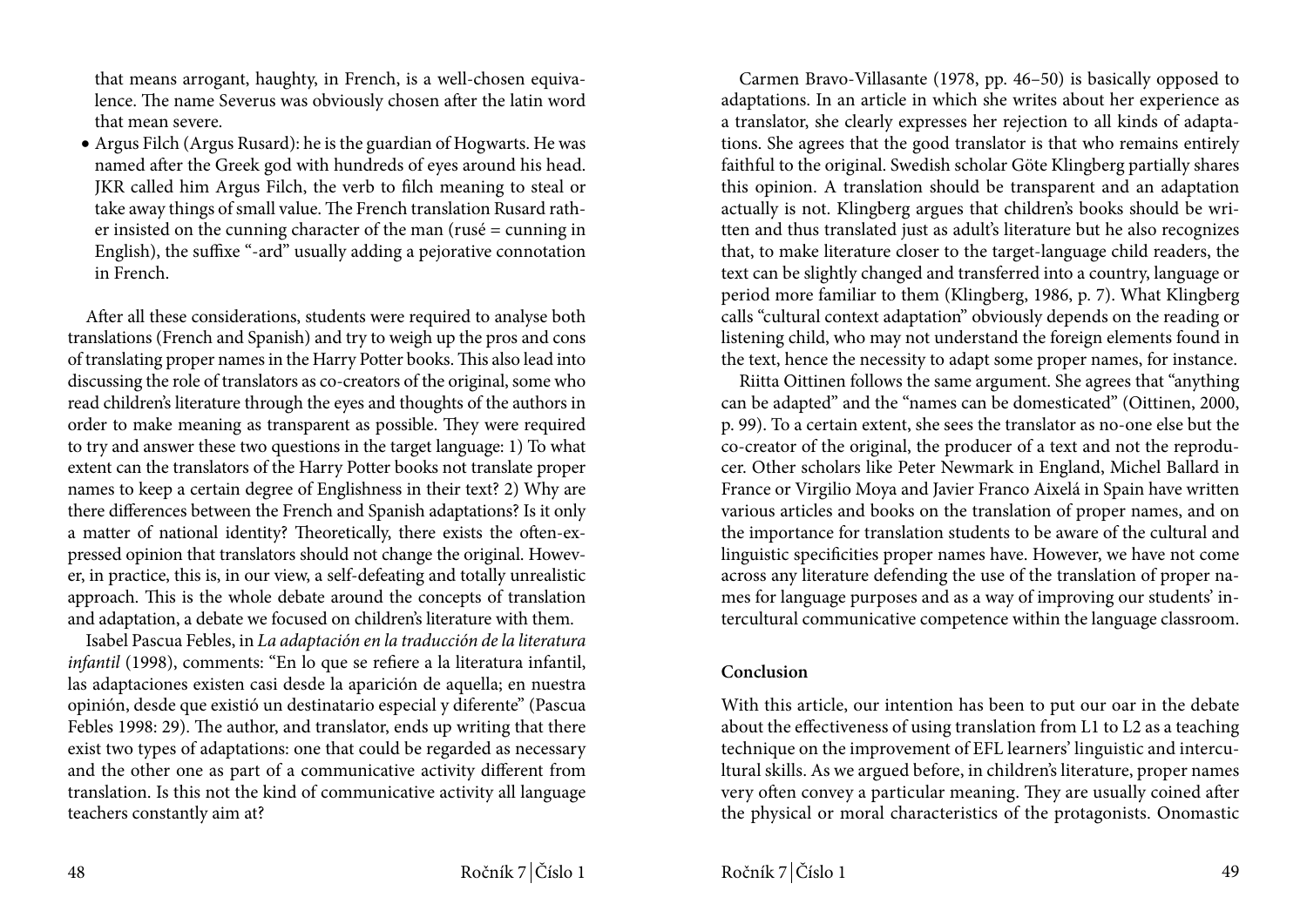that means arrogant, haughty, in French, is a well-chosen equivalence. The name Severus was obviously chosen after the latin word that mean severe.

- Argus Filch (Argus Rusard): he is the guardian of Hogwarts. He was named after the Greek god with hundreds of eyes around his head. JKR called him Argus Filch, the verb to filch meaning to steal or take away things of small value. The French translation Rusard rather insisted on the cunning character of the man (rusé = cunning in English), the suffixe "-ard" usually adding a pejorative connotation in French.

After all these considerations, students were required to analyse both translations (French and Spanish) and try to weigh up the pros and cons of translating proper names in the Harry Potter books. This also lead into discussing the role of translators as co-creators of the original, some who read children's literature through the eyes and thoughts of the authors in order to make meaning as transparent as possible. They were required to try and answer these two questions in the target language: 1) To what extent can the translators of the Harry Potter books not translate proper names to keep a certain degree of Englishness in their text? 2) Why are there differences between the French and Spanish adaptations? Is it only a matter of national identity? Theoretically, there exists the often-expressed opinion that translators should not change the original. However, in practice, this is, in our view, a self-defeating and totally unrealistic approach. This is the whole debate around the concepts of translation and adaptation, a debate we focused on children's literature with them.

Isabel Pascua Febles, in *La adaptación en la traducción de la literatura infantil* (1998), comments: "En lo que se refiere a la literatura infantil, las adaptaciones existen casi desde la aparición de aquella; en nuestra opinión, desde que existió un destinatario especial y diferente" (Pascua Febles 1998: 29). The author, and translator, ends up writing that there exist two types of adaptations: one that could be regarded as necessary and the other one as part of a communicative activity different from translation. Is this not the kind of communicative activity all language teachers constantly aim at?

Carmen Bravo-Villasante (1978, pp. 46–50) is basically opposed to adaptations. In an article in which she writes about her experience as a translator, she clearly expresses her rejection to all kinds of adaptations. She agrees that the good translator is that who remains entirely faithful to the original. Swedish scholar Göte Klingberg partially shares this opinion. A translation should be transparent and an adaptation actually is not. Klingberg argues that children's books should be written and thus translated just as adult's literature but he also recognizes that, to make literature closer to the target-language child readers, the text can be slightly changed and transferred into a country, language or period more familiar to them (Klingberg, 1986, p. 7). What Klingberg calls "cultural context adaptation" obviously depends on the reading or listening child, who may not understand the foreign elements found in the text, hence the necessity to adapt some proper names, for instance.

Riitta Oittinen follows the same argument. She agrees that "anything can be adapted" and the "names can be domesticated" (Oittinen, 2000, p. 99). To a certain extent, she sees the translator as no-one else but the co-creator of the original, the producer of a text and not the reproducer. Other scholars like Peter Newmark in England, Michel Ballard in France or Virgilio Moya and Javier Franco Aixelá in Spain have written various articles and books on the translation of proper names, and on the importance for translation students to be aware of the cultural and linguistic specificities proper names have. However, we have not come across any literature defending the use of the translation of proper names for language purposes and as a way of improving our students' intercultural communicative competence within the language classroom.

## Conclusion

With this article, our intention has been to put our oar in the debate about the effectiveness of using translation from L1 to L2 as a teaching technique on the improvement of EFL learners' linguistic and intercultural skills. As we argued before, in children's literature, proper names very often convey a particular meaning. They are usually coined after the physical or moral characteristics of the protagonists. Onomastic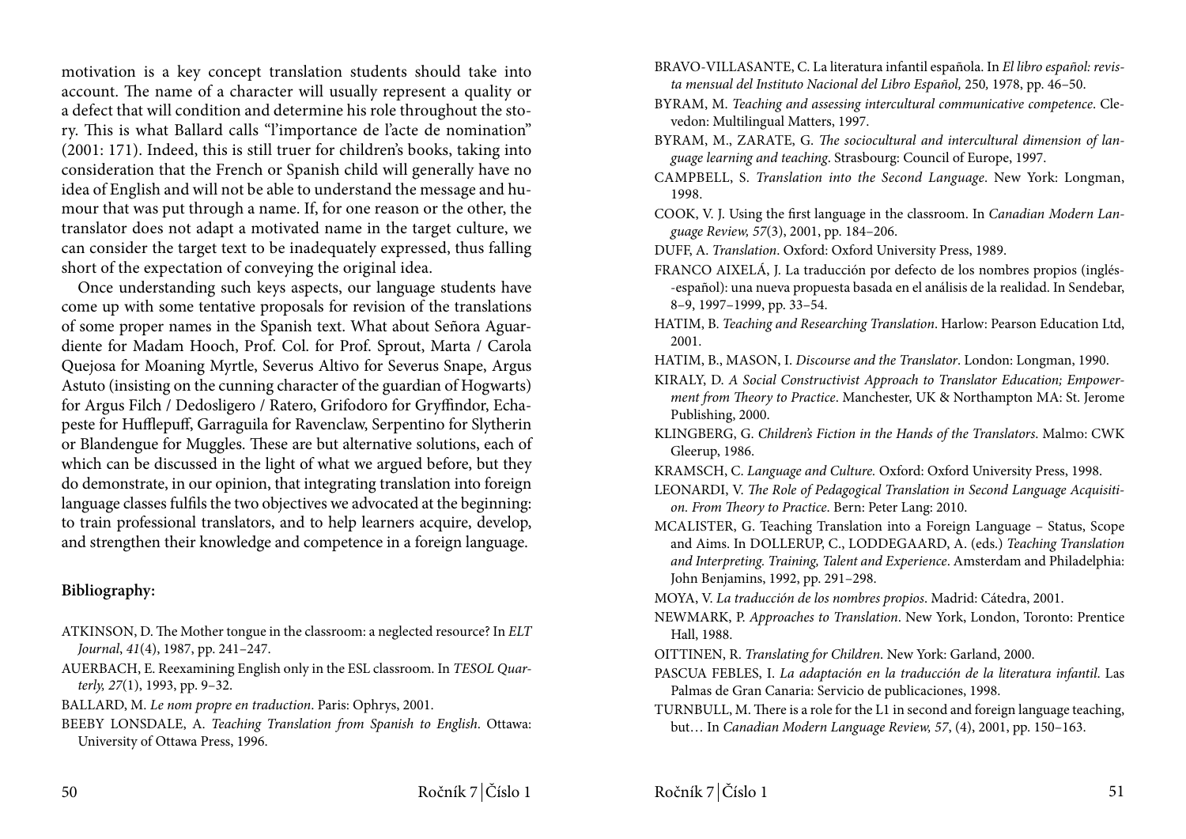motivation is a key concept translation students should take into account. The name of a character will usually represent a quality or a defect that will condition and determine his role throughout the story. This is what Ballard calls "l'importance de l'acte de nomination" (2001: 171). Indeed, this is still truer for children's books, taking into consideration that the French or Spanish child will generally have no idea of English and will not be able to understand the message and humour that was put through a name. If, for one reason or the other, the translator does not adapt a motivated name in the target culture, we can consider the target text to be inadequately expressed, thus falling short of the expectation of conveying the original idea.

Once understanding such keys aspects, our language students have come up with some tentative proposals for revision of the translations of some proper names in the Spanish text. What about Señora Aguardiente for Madam Hooch, Prof. Col. for Prof. Sprout, Marta / Carola Quejosa for Moaning Myrtle, Severus Altivo for Severus Snape, Argus Astuto (insisting on the cunning character of the guardian of Hogwarts) for Argus Filch / Dedosligero / Ratero, Grifodoro for Gryffindor, Echapeste for Hufflepuff, Garraguila for Ravenclaw, Serpentino for Slytherin or Blandengue for Muggles. These are but alternative solutions, each of which can be discussed in the light of what we argued before, but they do demonstrate, in our opinion, that integrating translation into foreign language classes fulfils the two objectives we advocated at the beginning: to train professional translators, and to help learners acquire, develop, and strengthen their knowledge and competence in a foreign language.

**Bibliography:**

ATKINSON, D. The Mother tongue in the classroom: a neglected resource? In *ELT Journal*, *41*(4), 1987, pp. 241–247.

AUERBACH, E. Reexamining English only in the ESL classroom. In *TESOL Quarterly, 27*(1), 1993, pp. 9–32.

BALLARD, M. *Le nom propre en traduction*. Paris: Ophrys, 2001.

BEEBY LONSDALE, A. *Teaching Translation from Spanish to English*. Ottawa: University of Ottawa Press, 1996.

BRAVO-VILLASANTE, C. La literatura infantil española. In *El libro español: revista mensual del Instituto Nacional del Libro Español,* 250, 1978, pp. 46–50.

BYRAM, M. *Teaching and assessing intercultural communicative competence*. Clevedon: Multilingual Matters, 1997.

BYRAM, M., ZARATE, G. *The sociocultural and intercultural dimension of language learning and teaching*. Strasbourg: Council of Europe, 1997.

CAMPBELL, S. *Translation into the Second Language*. New York: Longman, 1998.

COOK, V. J. Using the first language in the classroom. In *Canadian Modern Language Review, 57*(3), 2001, pp. 184–206.

DUFF, A. *Translation*. Oxford: Oxford University Press, 1989.

FRANCO AIXELÁ, J. La traducción por defecto de los nombres propios (inglés-español): una nueva propuesta basada en el análisis de la realidad. In Sendebar, 8–9, 1997–1999, pp. 33–54.

HATIM, B. *Teaching and Researching Translation*. Harlow: Pearson Education Ltd, 2001.

HATIM, B., MASON, I. *Discourse and the Translator*. London: Longman, 1990.

KIRALY, D. *A Social Constructivist Approach to Translator Education; Empowerment from Theory to Practice*. Manchester, UK & Northampton MA: St. Jerome Publishing, 2000.

KLINGBERG, G. *Children's Fiction in the Hands of the Translators*. Malmo: CWK Gleerup, 1986.

KRAMSCH, C. *Language and Culture.* Oxford: Oxford University Press, 1998.

LEONARDI, V. *The Role of Pedagogical Translation in Second Language Acquisition. From Theory to Practice*. Bern: Peter Lang: 2010.

MCALISTER, G. Teaching Translation into a Foreign Language – Status, Scope and Aims. In DOLLERUP, C., LODDEGAARD, A. (eds.) *Teaching Translation and Interpreting. Training, Talent and Experience*. Amsterdam and Philadelphia: John Benjamins, 1992, pp. 291–298.

MOYA, V. *La traducción de los nombres propios*. Madrid: Cátedra, 2001.

NEWMARK, P. *Approaches to Translation*. New York, London, Toronto: Prentice Hall, 1988.

OITTINEN, R. *Translating for Children*. New York: Garland, 2000.

PASCUA FEBLES, I. *La adaptación en la traducción de la literatura infantil*. Las Palmas de Gran Canaria: Servicio de publicaciones, 1998.

TURNBULL, M. There is a role for the L1 in second and foreign language teaching, but… In *Canadian Modern Language Review, 57*, (4), 2001, pp. 150–163.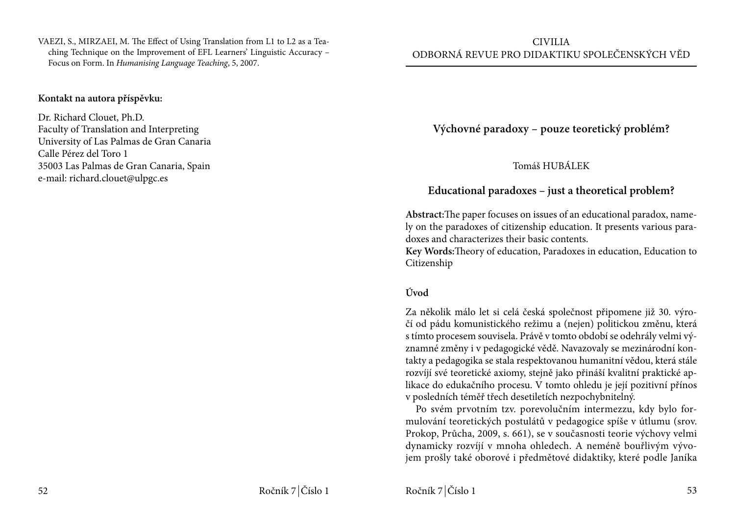VAEZI, S., MIRZAEI, M. The Effect of Using Translation from L1 to L2 as a Teaching Technique on the Improvement of EFL Learners' Linguistic Accuracy – Focus on Form. In *Humanising Language Teaching*, 5, 2007.

**Kontakt na autora příspěvku:**

Dr. Richard Clouet, Ph.D.
Faculty of Translation and Interpreting
University of Las Palmas de Gran Canaria
Calle Pérez del Toro 1
35003 Las Palmas de Gran Canaria, Spain
e-mail: richard.clouet@ulpgc.es

## Výchovné paradoxy – pouze teoretický problém?

Tomáš HUBÁLEK

## Educational paradoxes – just a theoretical problem?

**Abstract:** The paper focuses on issues of an educational paradox, namely on the paradoxes of citizenship education. It presents various paradoxes and characterizes their basic contents.
**Key Words:** Theory of education, Paradoxes in education, Education to Citizenship

### Úvod

Za několik málo let si celá česká společnost připomene již 30. výročí od pádu komunistického režimu a (nejen) politickou změnu, která s tímto procesem souvisela. Právě v tomto období se odehrály velmi významné změny i v pedagogické vědě. Navazovaly se mezinárodní kontakty a pedagogika se stala respektovanou humanitní vědou, která stále rozvíjí své teoretické axiomy, stejně jako přináší kvalitní praktické aplikace do edukačního procesu. V tomto ohledu je její pozitivní přínos v posledních téměř třech desetiletích nezpochybnitelný.

Po svém prvotním tzv. porevolučním intermezzu, kdy bylo formulování teoretických postulátů v pedagogice spíše v útlumu (srov. Prokop, Průcha, 2009, s. 661), se v současnosti teorie výchovy velmi dynamicky rozvíjí v mnoha ohledech. A neméně bouřlivým vývojem prošly také oborové i předmětové didaktiky, které podle Janíka